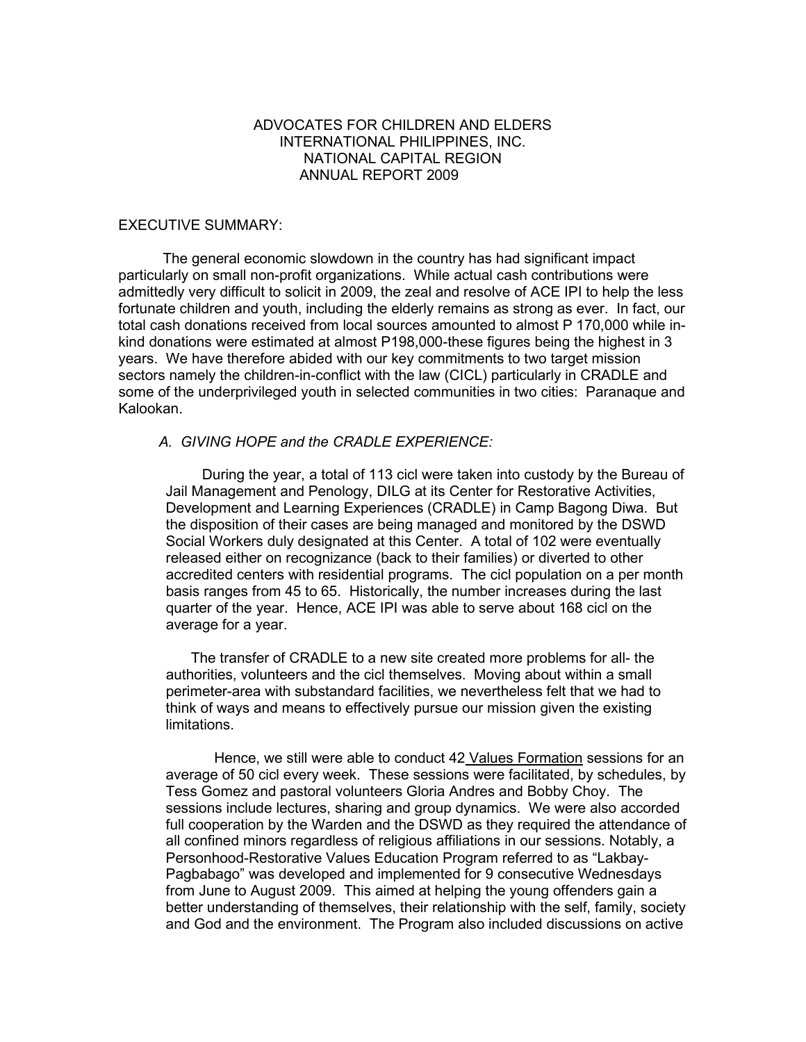# ADVOCATES FOR CHILDREN AND ELDERS INTERNATIONAL PHILIPPINES, INC. NATIONAL CAPITAL REGION ANNUAL REPORT 2009

## EXECUTIVE SUMMARY:

The general economic slowdown in the country has had significant impact particularly on small non-profit organizations. While actual cash contributions were admittedly very difficult to solicit in 2009, the zeal and resolve of ACE IPI to help the less fortunate children and youth, including the elderly remains as strong as ever. In fact, our total cash donations received from local sources amounted to almost P 170,000 while in-kind donations were estimated at almost P198,000-these figures being the highest in 3 years. We have therefore abided with our key commitments to two target mission sectors namely the children-in-conflict with the law (CICL) particularly in CRADLE and some of the underprivileged youth in selected communities in two cities: Paranaque and Kalookan.

### *A. GIVING HOPE and the CRADLE EXPERIENCE:*

During the year, a total of 113 cicl were taken into custody by the Bureau of Jail Management and Penology, DILG at its Center for Restorative Activities, Development and Learning Experiences (CRADLE) in Camp Bagong Diwa. But the disposition of their cases are being managed and monitored by the DSWD Social Workers duly designated at this Center. A total of 102 were eventually released either on recognizance (back to their families) or diverted to other accredited centers with residential programs. The cicl population on a per month basis ranges from 45 to 65. Historically, the number increases during the last quarter of the year. Hence, ACE IPI was able to serve about 168 cicl on the average for a year.

The transfer of CRADLE to a new site created more problems for all- the authorities, volunteers and the cicl themselves. Moving about within a small perimeter-area with substandard facilities, we nevertheless felt that we had to think of ways and means to effectively pursue our mission given the existing limitations.

Hence, we still were able to conduct 42 <u>Values Formation</u> sessions for an average of 50 cicl every week. These sessions were facilitated, by schedules, by Tess Gomez and pastoral volunteers Gloria Andres and Bobby Choy. The sessions include lectures, sharing and group dynamics. We were also accorded full cooperation by the Warden and the DSWD as they required the attendance of all confined minors regardless of religious affiliations in our sessions. Notably, a Personhood-Restorative Values Education Program referred to as "Lakbay-Pagbabago" was developed and implemented for 9 consecutive Wednesdays from June to August 2009. This aimed at helping the young offenders gain a better understanding of themselves, their relationship with the self, family, society and God and the environment. The Program also included discussions on active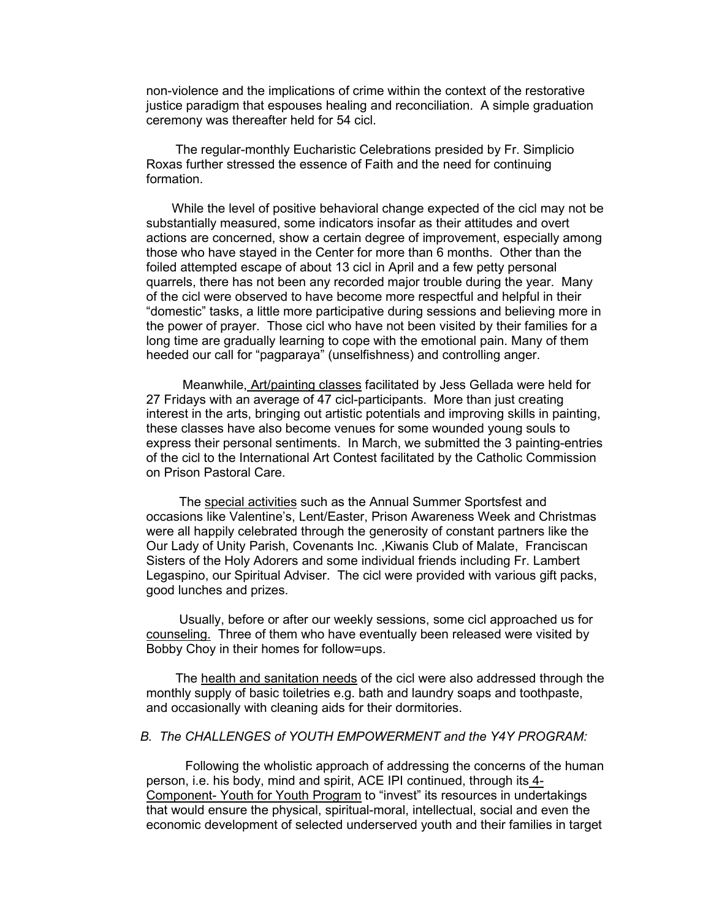non-violence and the implications of crime within the context of the restorative justice paradigm that espouses healing and reconciliation. A simple graduation ceremony was thereafter held for 54 cicl.

The regular-monthly Eucharistic Celebrations presided by Fr. Simplicio Roxas further stressed the essence of Faith and the need for continuing formation.

While the level of positive behavioral change expected of the cicl may not be substantially measured, some indicators insofar as their attitudes and overt actions are concerned, show a certain degree of improvement, especially among those who have stayed in the Center for more than 6 months. Other than the foiled attempted escape of about 13 cicl in April and a few petty personal quarrels, there has not been any recorded major trouble during the year. Many of the cicl were observed to have become more respectful and helpful in their "domestic" tasks, a little more participative during sessions and believing more in the power of prayer. Those cicl who have not been visited by their families for a long time are gradually learning to cope with the emotional pain. Many of them heeded our call for "pagparaya" (unselfishness) and controlling anger.

Meanwhile, Art/painting classes facilitated by Jess Gellada were held for 27 Fridays with an average of 47 cicl-participants. More than just creating interest in the arts, bringing out artistic potentials and improving skills in painting, these classes have also become venues for some wounded young souls to express their personal sentiments. In March, we submitted the 3 painting-entries of the cicl to the International Art Contest facilitated by the Catholic Commission on Prison Pastoral Care.

The special activities such as the Annual Summer Sportsfest and occasions like Valentine's, Lent/Easter, Prison Awareness Week and Christmas were all happily celebrated through the generosity of constant partners like the Our Lady of Unity Parish, Covenants Inc. ,Kiwanis Club of Malate, Franciscan Sisters of the Holy Adorers and some individual friends including Fr. Lambert Legaspino, our Spiritual Adviser. The cicl were provided with various gift packs, good lunches and prizes.

Usually, before or after our weekly sessions, some cicl approached us for counseling. Three of them who have eventually been released were visited by Bobby Choy in their homes for follow=ups.

The health and sanitation needs of the cicl were also addressed through the monthly supply of basic toiletries e.g. bath and laundry soaps and toothpaste, and occasionally with cleaning aids for their dormitories.

*B. The CHALLENGES of YOUTH EMPOWERMENT and the Y4Y PROGRAM:*

Following the wholistic approach of addressing the concerns of the human person, i.e. his body, mind and spirit, ACE IPI continued, through its 4-Component- Youth for Youth Program to "invest" its resources in undertakings that would ensure the physical, spiritual-moral, intellectual, social and even the economic development of selected underserved youth and their families in target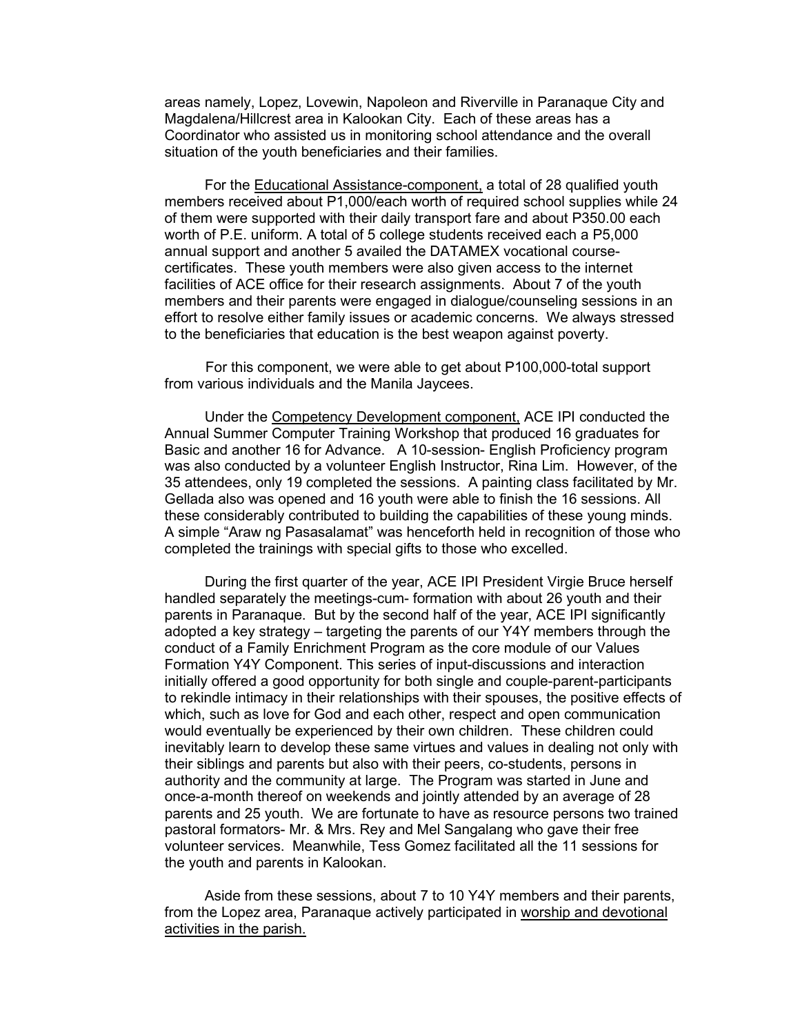areas namely, Lopez, Lovewin, Napoleon and Riverville in Paranaque City and Magdalena/Hillcrest area in Kalookan City. Each of these areas has a Coordinator who assisted us in monitoring school attendance and the overall situation of the youth beneficiaries and their families.

For the <u>Educational Assistance-component,</u> a total of 28 qualified youth members received about P1,000/each worth of required school supplies while 24 of them were supported with their daily transport fare and about P350.00 each worth of P.E. uniform. A total of 5 college students received each a P5,000 annual support and another 5 availed the DATAMEX vocational course-certificates. These youth members were also given access to the internet facilities of ACE office for their research assignments. About 7 of the youth members and their parents were engaged in dialogue/counseling sessions in an effort to resolve either family issues or academic concerns. We always stressed to the beneficiaries that education is the best weapon against poverty.

For this component, we were able to get about P100,000-total support from various individuals and the Manila Jaycees.

Under the <u>Competency Development component,</u> ACE IPI conducted the Annual Summer Computer Training Workshop that produced 16 graduates for Basic and another 16 for Advance. A 10-session- English Proficiency program was also conducted by a volunteer English Instructor, Rina Lim. However, of the 35 attendees, only 19 completed the sessions. A painting class facilitated by Mr. Gellada also was opened and 16 youth were able to finish the 16 sessions. All these considerably contributed to building the capabilities of these young minds. A simple "Araw ng Pasasalamat" was henceforth held in recognition of those who completed the trainings with special gifts to those who excelled.

During the first quarter of the year, ACE IPI President Virgie Bruce herself handled separately the meetings-cum- formation with about 26 youth and their parents in Paranaque. But by the second half of the year, ACE IPI significantly adopted a key strategy – targeting the parents of our Y4Y members through the conduct of a Family Enrichment Program as the core module of our Values Formation Y4Y Component. This series of input-discussions and interaction initially offered a good opportunity for both single and couple-parent-participants to rekindle intimacy in their relationships with their spouses, the positive effects of which, such as love for God and each other, respect and open communication would eventually be experienced by their own children. These children could inevitably learn to develop these same virtues and values in dealing not only with their siblings and parents but also with their peers, co-students, persons in authority and the community at large. The Program was started in June and once-a-month thereof on weekends and jointly attended by an average of 28 parents and 25 youth. We are fortunate to have as resource persons two trained pastoral formators- Mr. & Mrs. Rey and Mel Sangalang who gave their free volunteer services. Meanwhile, Tess Gomez facilitated all the 11 sessions for the youth and parents in Kalookan.

Aside from these sessions, about 7 to 10 Y4Y members and their parents, from the Lopez area, Paranaque actively participated in <u>worship and devotional activities in the parish.</u>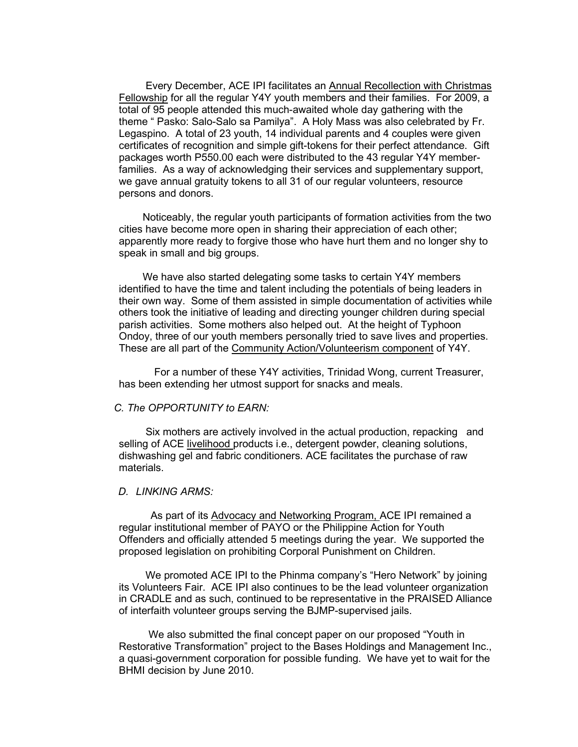Every December, ACE IPI facilitates an Annual Recollection with Christmas Fellowship for all the regular Y4Y youth members and their families. For 2009, a total of 95 people attended this much-awaited whole day gathering with the theme " Pasko: Salo-Salo sa Pamilya". A Holy Mass was also celebrated by Fr. Legaspino. A total of 23 youth, 14 individual parents and 4 couples were given certificates of recognition and simple gift-tokens for their perfect attendance. Gift packages worth P550.00 each were distributed to the 43 regular Y4Y member-families. As a way of acknowledging their services and supplementary support, we gave annual gratuity tokens to all 31 of our regular volunteers, resource persons and donors.

Noticeably, the regular youth participants of formation activities from the two cities have become more open in sharing their appreciation of each other; apparently more ready to forgive those who have hurt them and no longer shy to speak in small and big groups.

We have also started delegating some tasks to certain Y4Y members identified to have the time and talent including the potentials of being leaders in their own way. Some of them assisted in simple documentation of activities while others took the initiative of leading and directing younger children during special parish activities. Some mothers also helped out. At the height of Typhoon Ondoy, three of our youth members personally tried to save lives and properties. These are all part of the Community Action/Volunteerism component of Y4Y.

For a number of these Y4Y activities, Trinidad Wong, current Treasurer, has been extending her utmost support for snacks and meals.

*C. The OPPORTUNITY to EARN:*

Six mothers are actively involved in the actual production, repacking and selling of ACE livelihood products i.e., detergent powder, cleaning solutions, dishwashing gel and fabric conditioners. ACE facilitates the purchase of raw materials.

*D. LINKING ARMS:*

As part of its Advocacy and Networking Program, ACE IPI remained a regular institutional member of PAYO or the Philippine Action for Youth Offenders and officially attended 5 meetings during the year. We supported the proposed legislation on prohibiting Corporal Punishment on Children.

We promoted ACE IPI to the Phinma company's "Hero Network" by joining its Volunteers Fair. ACE IPI also continues to be the lead volunteer organization in CRADLE and as such, continued to be representative in the PRAISED Alliance of interfaith volunteer groups serving the BJMP-supervised jails.

We also submitted the final concept paper on our proposed "Youth in Restorative Transformation" project to the Bases Holdings and Management Inc., a quasi-government corporation for possible funding. We have yet to wait for the BHMI decision by June 2010.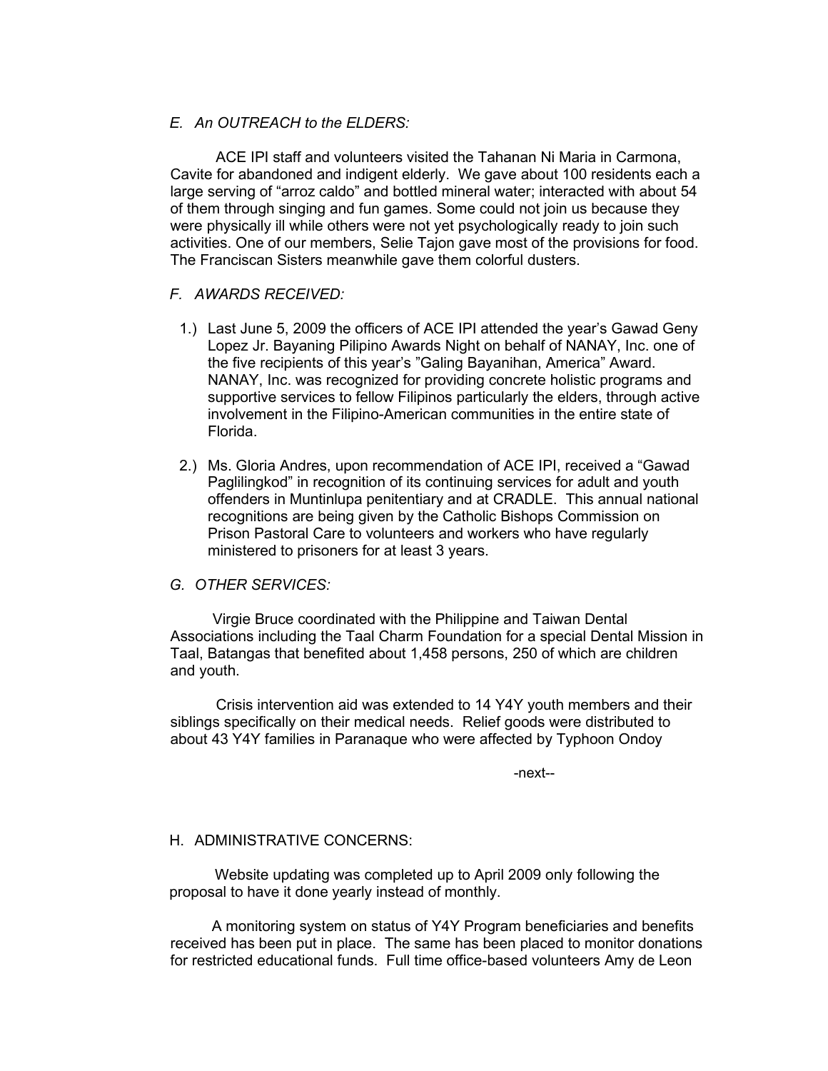## *E. An OUTREACH to the ELDERS:*

ACE IPI staff and volunteers visited the Tahanan Ni Maria in Carmona, Cavite for abandoned and indigent elderly. We gave about 100 residents each a large serving of "arroz caldo" and bottled mineral water; interacted with about 54 of them through singing and fun games. Some could not join us because they were physically ill while others were not yet psychologically ready to join such activities. One of our members, Selie Tajon gave most of the provisions for food. The Franciscan Sisters meanwhile gave them colorful dusters.

## *F. AWARDS RECEIVED:*

1.) Last June 5, 2009 the officers of ACE IPI attended the year's Gawad Geny Lopez Jr. Bayaning Pilipino Awards Night on behalf of NANAY, Inc. one of the five recipients of this year's "Galing Bayanihan, America" Award. NANAY, Inc. was recognized for providing concrete holistic programs and supportive services to fellow Filipinos particularly the elders, through active involvement in the Filipino-American communities in the entire state of Florida.

2.) Ms. Gloria Andres, upon recommendation of ACE IPI, received a "Gawad Paglilingkod" in recognition of its continuing services for adult and youth offenders in Muntinlupa penitentiary and at CRADLE. This annual national recognitions are being given by the Catholic Bishops Commission on Prison Pastoral Care to volunteers and workers who have regularly ministered to prisoners for at least 3 years.

## *G. OTHER SERVICES:*

Virgie Bruce coordinated with the Philippine and Taiwan Dental Associations including the Taal Charm Foundation for a special Dental Mission in Taal, Batangas that benefited about 1,458 persons, 250 of which are children and youth.

Crisis intervention aid was extended to 14 Y4Y youth members and their siblings specifically on their medical needs. Relief goods were distributed to about 43 Y4Y families in Paranaque who were affected by Typhoon Ondoy

-next--

## H. ADMINISTRATIVE CONCERNS:

Website updating was completed up to April 2009 only following the proposal to have it done yearly instead of monthly.

A monitoring system on status of Y4Y Program beneficiaries and benefits received has been put in place. The same has been placed to monitor donations for restricted educational funds. Full time office-based volunteers Amy de Leon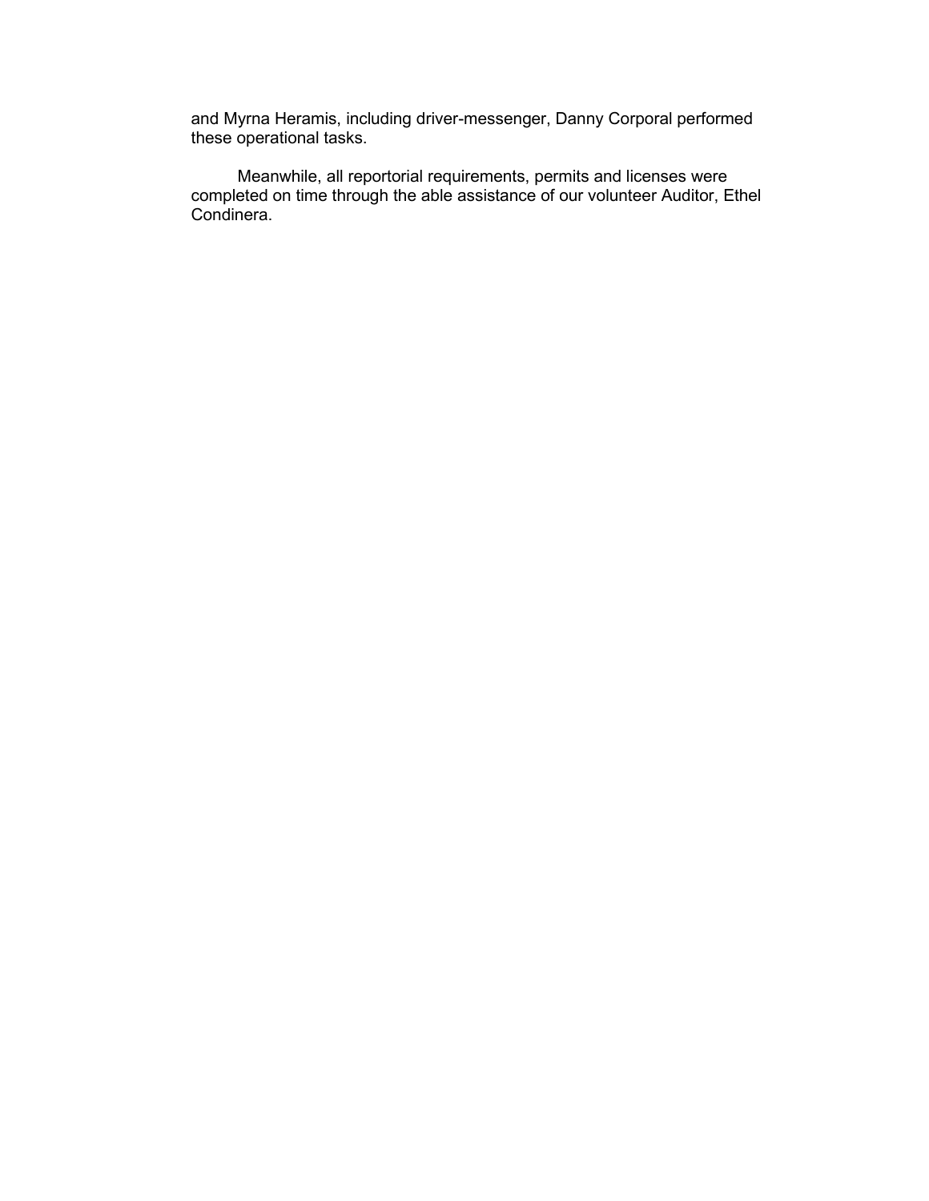and Myrna Heramis, including driver-messenger, Danny Corporal performed these operational tasks.

Meanwhile, all reportorial requirements, permits and licenses were completed on time through the able assistance of our volunteer Auditor, Ethel Condinera.